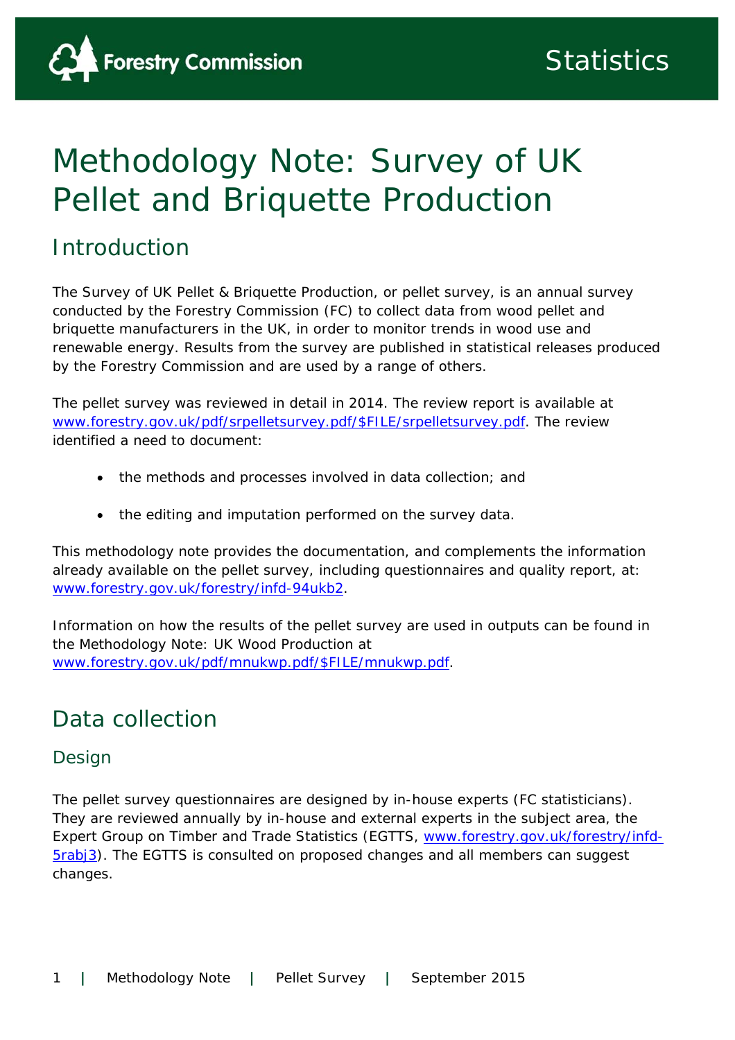# Methodology Note: Survey of UK Pellet and Briquette Production

## Introduction

The Survey of UK Pellet & Briquette Production, or pellet survey, is an annual survey conducted by the Forestry Commission (FC) to collect data from wood pellet and briquette manufacturers in the UK, in order to monitor trends in wood use and renewable energy. Results from the survey are published in statistical releases produced by the Forestry Commission and are used by a range of others.

The pellet survey was reviewed in detail in 2014. The review report is available at www.forestry.gov.uk/pdf/srpelletsurvey.pdf/$FILE/srpelletsurvey.pdf. The review identified a need to document:

- the methods and processes involved in data collection; and
- the editing and imputation performed on the survey data.

This methodology note provides the documentation, and complements the information already available on the pellet survey, including questionnaires and quality report, at: www.forestry.gov.uk/forestry/infd-94ukb2.

Information on how the results of the pellet survey are used in outputs can be found in the Methodology Note: UK Wood Production at www.forestry.gov.uk/pdf/mnukwp.pdf/$FILE/mnukwp.pdf.

## Data collection

### Design

The pellet survey questionnaires are designed by in-house experts (FC statisticians). They are reviewed annually by in-house and external experts in the subject area, the Expert Group on Timber and Trade Statistics (EGTTS, www.forestry.gov.uk/forestry/infd-5rabj3). The EGTTS is consulted on proposed changes and all members can suggest changes.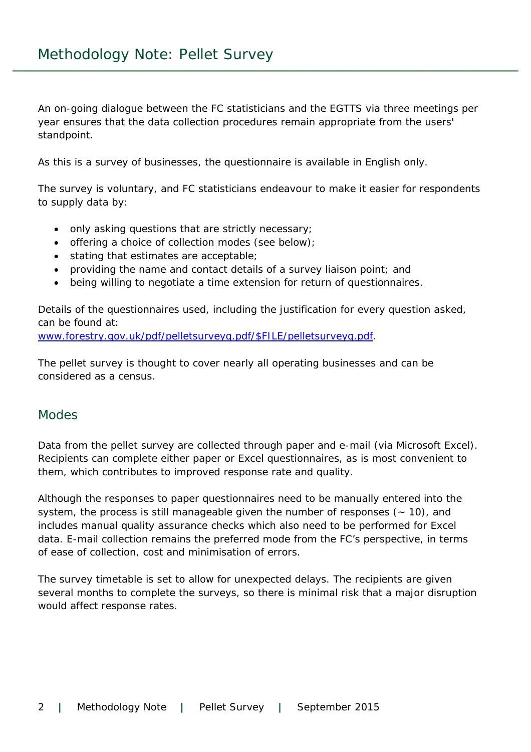An on-going dialogue between the FC statisticians and the EGTTS via three meetings per year ensures that the data collection procedures remain appropriate from the users' standpoint.

As this is a survey of businesses, the questionnaire is available in English only.

The survey is voluntary, and FC statisticians endeavour to make it easier for respondents to supply data by:

- only asking questions that are strictly necessary;
- offering a choice of collection modes (see below);
- stating that estimates are acceptable;
- providing the name and contact details of a survey liaison point; and
- being willing to negotiate a time extension for return of questionnaires.

Details of the questionnaires used, including the justification for every question asked, can be found at:
[www.forestry.gov.uk/pdf/pelletsurveyq.pdf/$FILE/pelletsurveyq.pdf](www.forestry.gov.uk/pdf/pelletsurveyq.pdf/$FILE/pelletsurveyq.pdf).

The pellet survey is thought to cover nearly all operating businesses and can be considered as a census.

## Modes

Data from the pellet survey are collected through paper and e-mail (via Microsoft Excel). Recipients can complete either paper or Excel questionnaires, as is most convenient to them, which contributes to improved response rate and quality.

Although the responses to paper questionnaires need to be manually entered into the system, the process is still manageable given the number of responses (~ 10), and includes manual quality assurance checks which also need to be performed for Excel data. E-mail collection remains the preferred mode from the FC's perspective, in terms of ease of collection, cost and minimisation of errors.

The survey timetable is set to allow for unexpected delays. The recipients are given several months to complete the surveys, so there is minimal risk that a major disruption would affect response rates.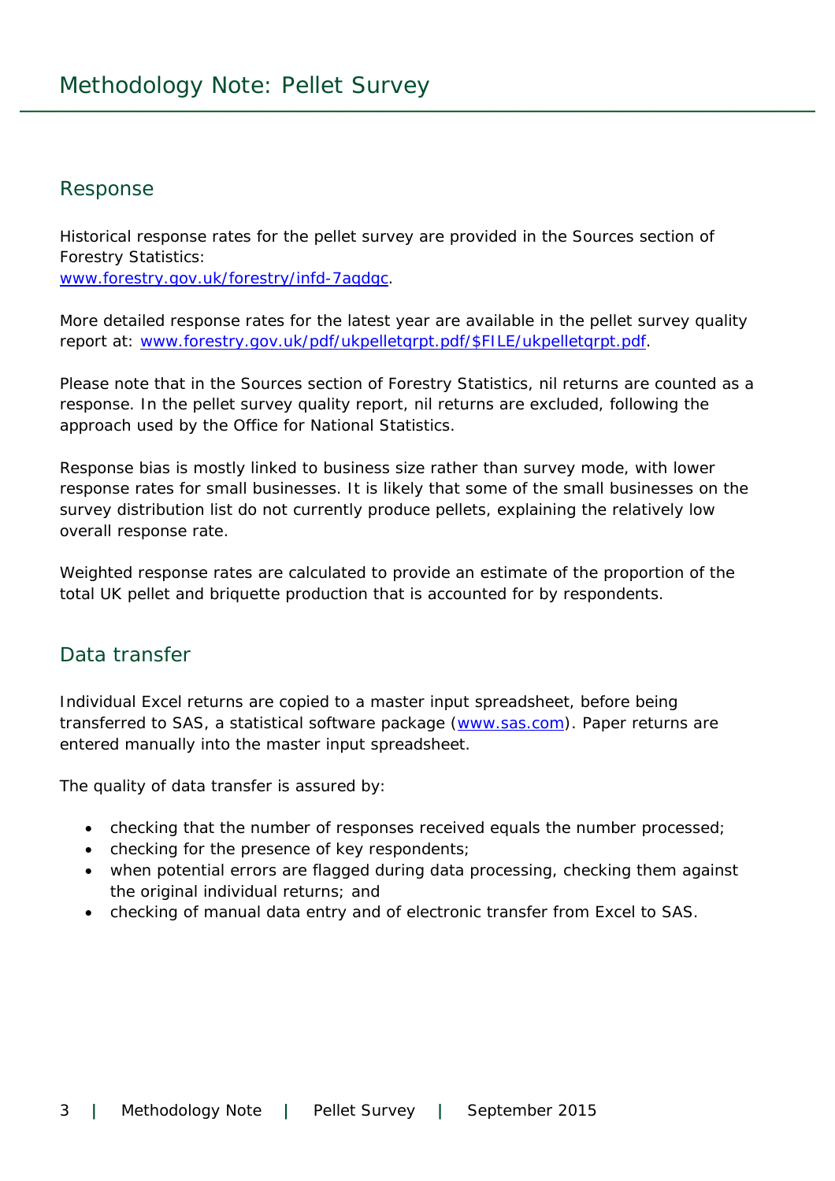## Response

Historical response rates for the pellet survey are provided in the Sources section of Forestry Statistics:
[www.forestry.gov.uk/forestry/infd-7aqdgc](www.forestry.gov.uk/forestry/infd-7aqdgc).

More detailed response rates for the latest year are available in the pellet survey quality report at: [www.forestry.gov.uk/pdf/ukpelletqrpt.pdf/$FILE/ukpelletqrpt.pdf](www.forestry.gov.uk/pdf/ukpelletqrpt.pdf/$FILE/ukpelletqrpt.pdf).

Please note that in the Sources section of Forestry Statistics, nil returns are counted as a response. In the pellet survey quality report, nil returns are excluded, following the approach used by the Office for National Statistics.

Response bias is mostly linked to business size rather than survey mode, with lower response rates for small businesses. It is likely that some of the small businesses on the survey distribution list do not currently produce pellets, explaining the relatively low overall response rate.

Weighted response rates are calculated to provide an estimate of the proportion of the total UK pellet and briquette production that is accounted for by respondents.

## Data transfer

Individual Excel returns are copied to a master input spreadsheet, before being transferred to SAS, a statistical software package ([www.sas.com](www.sas.com)). Paper returns are entered manually into the master input spreadsheet.

The quality of data transfer is assured by:

- checking that the number of responses received equals the number processed;
- checking for the presence of key respondents;
- when potential errors are flagged during data processing, checking them against the original individual returns; and
- checking of manual data entry and of electronic transfer from Excel to SAS.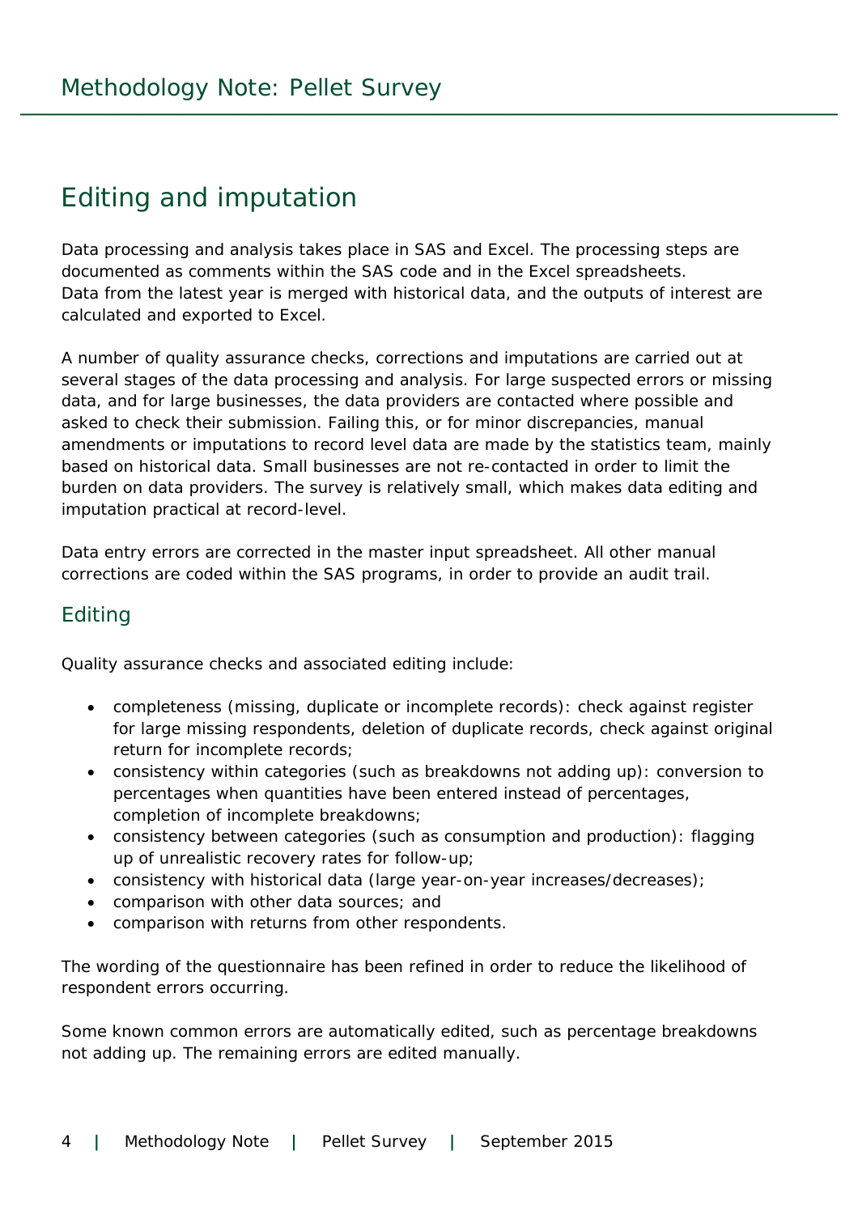## Editing and imputation

Data processing and analysis takes place in SAS and Excel. The processing steps are documented as comments within the SAS code and in the Excel spreadsheets. Data from the latest year is merged with historical data, and the outputs of interest are calculated and exported to Excel.

A number of quality assurance checks, corrections and imputations are carried out at several stages of the data processing and analysis. For large suspected errors or missing data, and for large businesses, the data providers are contacted where possible and asked to check their submission. Failing this, or for minor discrepancies, manual amendments or imputations to record level data are made by the statistics team, mainly based on historical data. Small businesses are not re-contacted in order to limit the burden on data providers. The survey is relatively small, which makes data editing and imputation practical at record-level.

Data entry errors are corrected in the master input spreadsheet. All other manual corrections are coded within the SAS programs, in order to provide an audit trail.

### Editing

Quality assurance checks and associated editing include:

- completeness (missing, duplicate or incomplete records): check against register for large missing respondents, deletion of duplicate records, check against original return for incomplete records;
- consistency within categories (such as breakdowns not adding up): conversion to percentages when quantities have been entered instead of percentages, completion of incomplete breakdowns;
- consistency between categories (such as consumption and production): flagging up of unrealistic recovery rates for follow-up;
- consistency with historical data (large year-on-year increases/decreases);
- comparison with other data sources; and
- comparison with returns from other respondents.

The wording of the questionnaire has been refined in order to reduce the likelihood of respondent errors occurring.

Some known common errors are automatically edited, such as percentage breakdowns not adding up. The remaining errors are edited manually.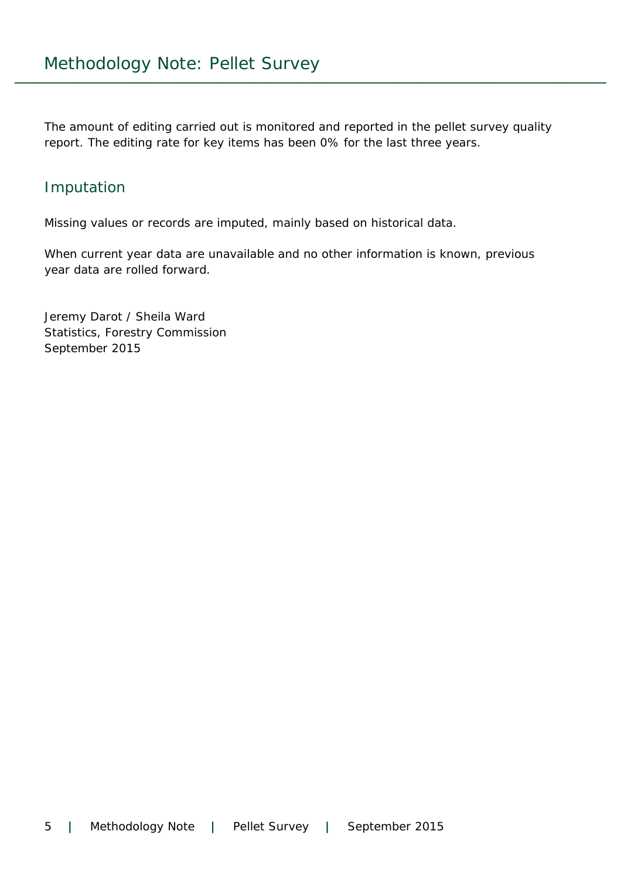The amount of editing carried out is monitored and reported in the pellet survey quality report. The editing rate for key items has been 0% for the last three years.

## Imputation

Missing values or records are imputed, mainly based on historical data.

When current year data are unavailable and no other information is known, previous year data are rolled forward.

Jeremy Darot / Sheila Ward
Statistics, Forestry Commission
September 2015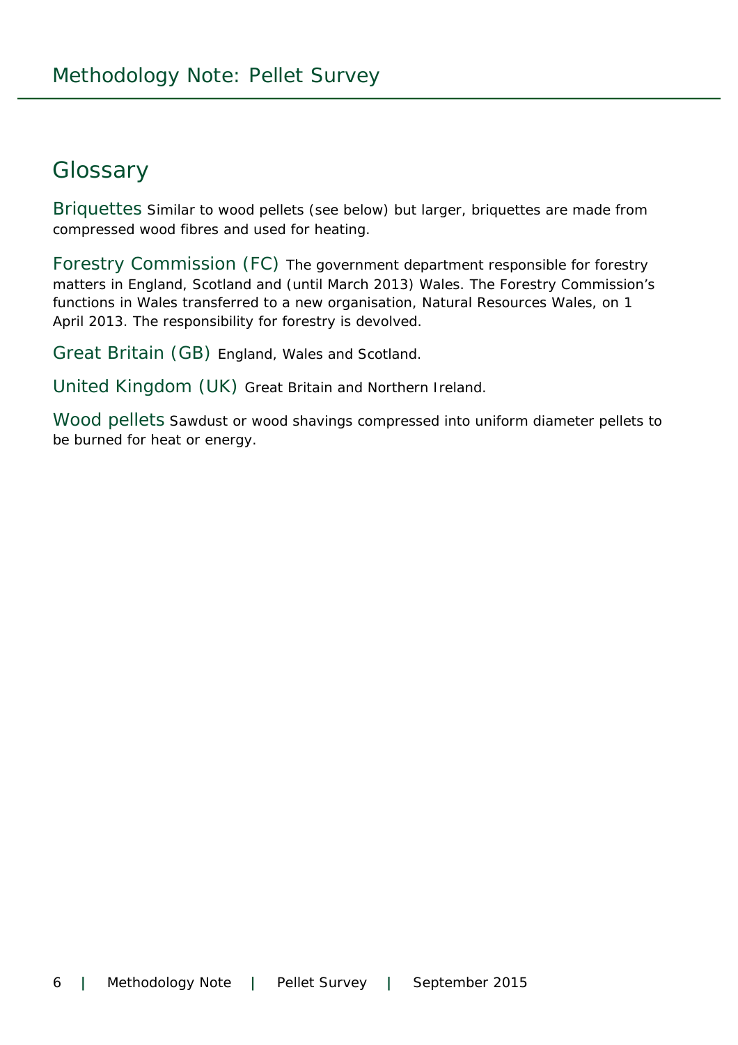## Glossary

**Briquettes** Similar to wood pellets (see below) but larger, briquettes are made from compressed wood fibres and used for heating.

**Forestry Commission (FC)** The government department responsible for forestry matters in England, Scotland and (until March 2013) Wales. The Forestry Commission's functions in Wales transferred to a new organisation, Natural Resources Wales, on 1 April 2013. The responsibility for forestry is devolved.

**Great Britain (GB)** England, Wales and Scotland.

**United Kingdom (UK)** Great Britain and Northern Ireland.

**Wood pellets** Sawdust or wood shavings compressed into uniform diameter pellets to be burned for heat or energy.